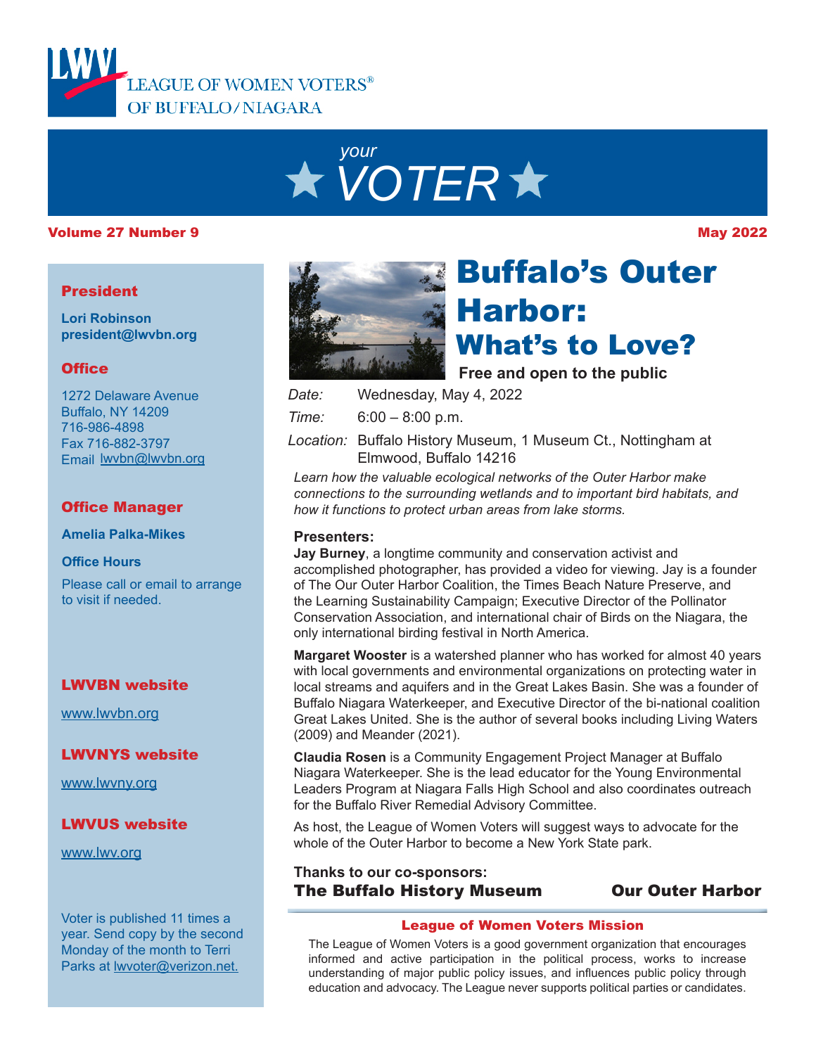LEAGUE OF WOMEN VOTERS® OF BUFFALO/NIAGARA

# *your* VOTER

**Volume 27 Number 9** **May 2022**

## Buffalo's Outer Harbor: What's to Love?

**Free and open to the public**

*Date:* Wednesday, May 4, 2022

*Time:* 6:00 – 8:00 p.m.

*Location:* Buffalo History Museum, 1 Museum Ct., Nottingham at Elmwood, Buffalo 14216

*Learn how the valuable ecological networks of the Outer Harbor make connections to the surrounding wetlands and to important bird habitats, and how it functions to protect urban areas from lake storms.*

**Presenters:**

**Jay Burney**, a longtime community and conservation activist and accomplished photographer, has provided a video for viewing. Jay is a founder of The Our Outer Harbor Coalition, the Times Beach Nature Preserve, and the Learning Sustainability Campaign; Executive Director of the Pollinator Conservation Association, and international chair of Birds on the Niagara, the only international birding festival in North America.

**Margaret Wooster** is a watershed planner who has worked for almost 40 years with local governments and environmental organizations on protecting water in local streams and aquifers and in the Great Lakes Basin. She was a founder of Buffalo Niagara Waterkeeper, and Executive Director of the bi-national coalition Great Lakes United. She is the author of several books including Living Waters (2009) and Meander (2021).

**Claudia Rosen** is a Community Engagement Project Manager at Buffalo Niagara Waterkeeper. She is the lead educator for the Young Environmental Leaders Program at Niagara Falls High School and also coordinates outreach for the Buffalo River Remedial Advisory Committee.

As host, the League of Women Voters will suggest ways to advocate for the whole of the Outer Harbor to become a New York State park.

**Thanks to our co-sponsors:**
**The Buffalo History Museum** **Our Outer Harbor**

### League of Women Voters Mission

The League of Women Voters is a good government organization that encourages informed and active participation in the political process, works to increase understanding of major public policy issues, and influences public policy through education and advocacy. The League never supports political parties or candidates.

---

### President

**Lori Robinson**
**president@lwvbn.org**

### Office

1272 Delaware Avenue
Buffalo, NY 14209
716-986-4898
Fax 716-882-3797
Email lwvbn@lwvbn.org

### Office Manager

**Amelia Palka-Mikes**

**Office Hours**

Please call or email to arrange to visit if needed.

### LWVBN website

www.lwvbn.org

### LWVNYS website

www.lwvny.org

### LWVUS website

www.lwv.org

Voter is published 11 times a year. Send copy by the second Monday of the month to Terri Parks at lwvoter@verizon.net.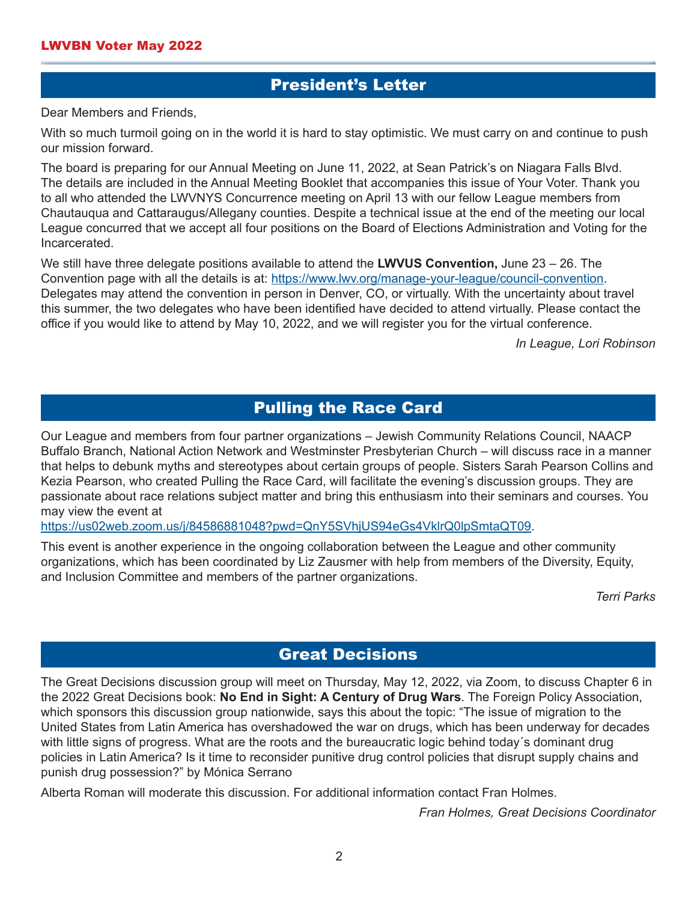## President's Letter

Dear Members and Friends,

With so much turmoil going on in the world it is hard to stay optimistic. We must carry on and continue to push our mission forward.

The board is preparing for our Annual Meeting on June 11, 2022, at Sean Patrick's on Niagara Falls Blvd. The details are included in the Annual Meeting Booklet that accompanies this issue of Your Voter. Thank you to all who attended the LWVNYS Concurrence meeting on April 13 with our fellow League members from Chautauqua and Cattaraugus/Allegany counties. Despite a technical issue at the end of the meeting our local League concurred that we accept all four positions on the Board of Elections Administration and Voting for the Incarcerated.

We still have three delegate positions available to attend the **LWVUS Convention,** June 23 – 26. The Convention page with all the details is at: https://www.lwv.org/manage-your-league/council-convention. Delegates may attend the convention in person in Denver, CO, or virtually. With the uncertainty about travel this summer, the two delegates who have been identified have decided to attend virtually. Please contact the office if you would like to attend by May 10, 2022, and we will register you for the virtual conference.

*In League, Lori Robinson*

## Pulling the Race Card

Our League and members from four partner organizations – Jewish Community Relations Council, NAACP Buffalo Branch, National Action Network and Westminster Presbyterian Church – will discuss race in a manner that helps to debunk myths and stereotypes about certain groups of people. Sisters Sarah Pearson Collins and Kezia Pearson, who created Pulling the Race Card, will facilitate the evening's discussion groups. They are passionate about race relations subject matter and bring this enthusiasm into their seminars and courses. You may view the event at https://us02web.zoom.us/j/84586881048?pwd=QnY5SVhjUS94eGs4VklrQ0lpSmtaQT09.

This event is another experience in the ongoing collaboration between the League and other community organizations, which has been coordinated by Liz Zausmer with help from members of the Diversity, Equity, and Inclusion Committee and members of the partner organizations.

*Terri Parks*

## Great Decisions

The Great Decisions discussion group will meet on Thursday, May 12, 2022, via Zoom, to discuss Chapter 6 in the 2022 Great Decisions book: **No End in Sight: A Century of Drug Wars**. The Foreign Policy Association, which sponsors this discussion group nationwide, says this about the topic: "The issue of migration to the United States from Latin America has overshadowed the war on drugs, which has been underway for decades with little signs of progress. What are the roots and the bureaucratic logic behind today´s dominant drug policies in Latin America? Is it time to reconsider punitive drug control policies that disrupt supply chains and punish drug possession?" by Mónica Serrano

Alberta Roman will moderate this discussion. For additional information contact Fran Holmes.

*Fran Holmes, Great Decisions Coordinator*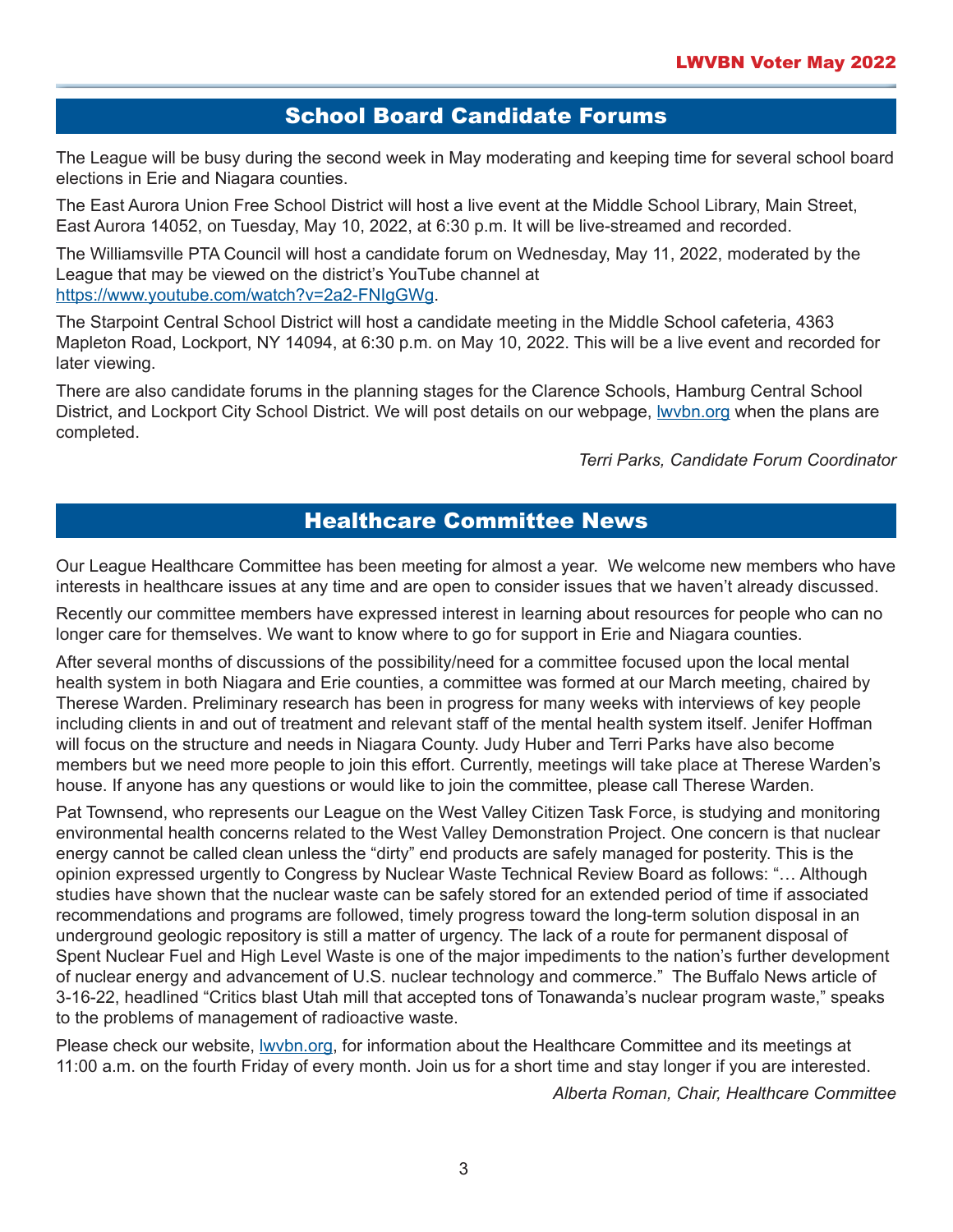## School Board Candidate Forums

The League will be busy during the second week in May moderating and keeping time for several school board elections in Erie and Niagara counties.

The East Aurora Union Free School District will host a live event at the Middle School Library, Main Street, East Aurora 14052, on Tuesday, May 10, 2022, at 6:30 p.m. It will be live-streamed and recorded.

The Williamsville PTA Council will host a candidate forum on Wednesday, May 11, 2022, moderated by the League that may be viewed on the district's YouTube channel at https://www.youtube.com/watch?v=2a2-FNIgGWg.

The Starpoint Central School District will host a candidate meeting in the Middle School cafeteria, 4363 Mapleton Road, Lockport, NY 14094, at 6:30 p.m. on May 10, 2022. This will be a live event and recorded for later viewing.

There are also candidate forums in the planning stages for the Clarence Schools, Hamburg Central School District, and Lockport City School District. We will post details on our webpage, lwvbn.org when the plans are completed.

*Terri Parks, Candidate Forum Coordinator*

## Healthcare Committee News

Our League Healthcare Committee has been meeting for almost a year. We welcome new members who have interests in healthcare issues at any time and are open to consider issues that we haven't already discussed.

Recently our committee members have expressed interest in learning about resources for people who can no longer care for themselves. We want to know where to go for support in Erie and Niagara counties.

After several months of discussions of the possibility/need for a committee focused upon the local mental health system in both Niagara and Erie counties, a committee was formed at our March meeting, chaired by Therese Warden. Preliminary research has been in progress for many weeks with interviews of key people including clients in and out of treatment and relevant staff of the mental health system itself. Jenifer Hoffman will focus on the structure and needs in Niagara County. Judy Huber and Terri Parks have also become members but we need more people to join this effort. Currently, meetings will take place at Therese Warden's house. If anyone has any questions or would like to join the committee, please call Therese Warden.

Pat Townsend, who represents our League on the West Valley Citizen Task Force, is studying and monitoring environmental health concerns related to the West Valley Demonstration Project. One concern is that nuclear energy cannot be called clean unless the "dirty" end products are safely managed for posterity. This is the opinion expressed urgently to Congress by Nuclear Waste Technical Review Board as follows: "… Although studies have shown that the nuclear waste can be safely stored for an extended period of time if associated recommendations and programs are followed, timely progress toward the long-term solution disposal in an underground geologic repository is still a matter of urgency. The lack of a route for permanent disposal of Spent Nuclear Fuel and High Level Waste is one of the major impediments to the nation's further development of nuclear energy and advancement of U.S. nuclear technology and commerce." The Buffalo News article of 3-16-22, headlined "Critics blast Utah mill that accepted tons of Tonawanda's nuclear program waste," speaks to the problems of management of radioactive waste.

Please check our website, lwvbn.org, for information about the Healthcare Committee and its meetings at 11:00 a.m. on the fourth Friday of every month. Join us for a short time and stay longer if you are interested.

*Alberta Roman, Chair, Healthcare Committee*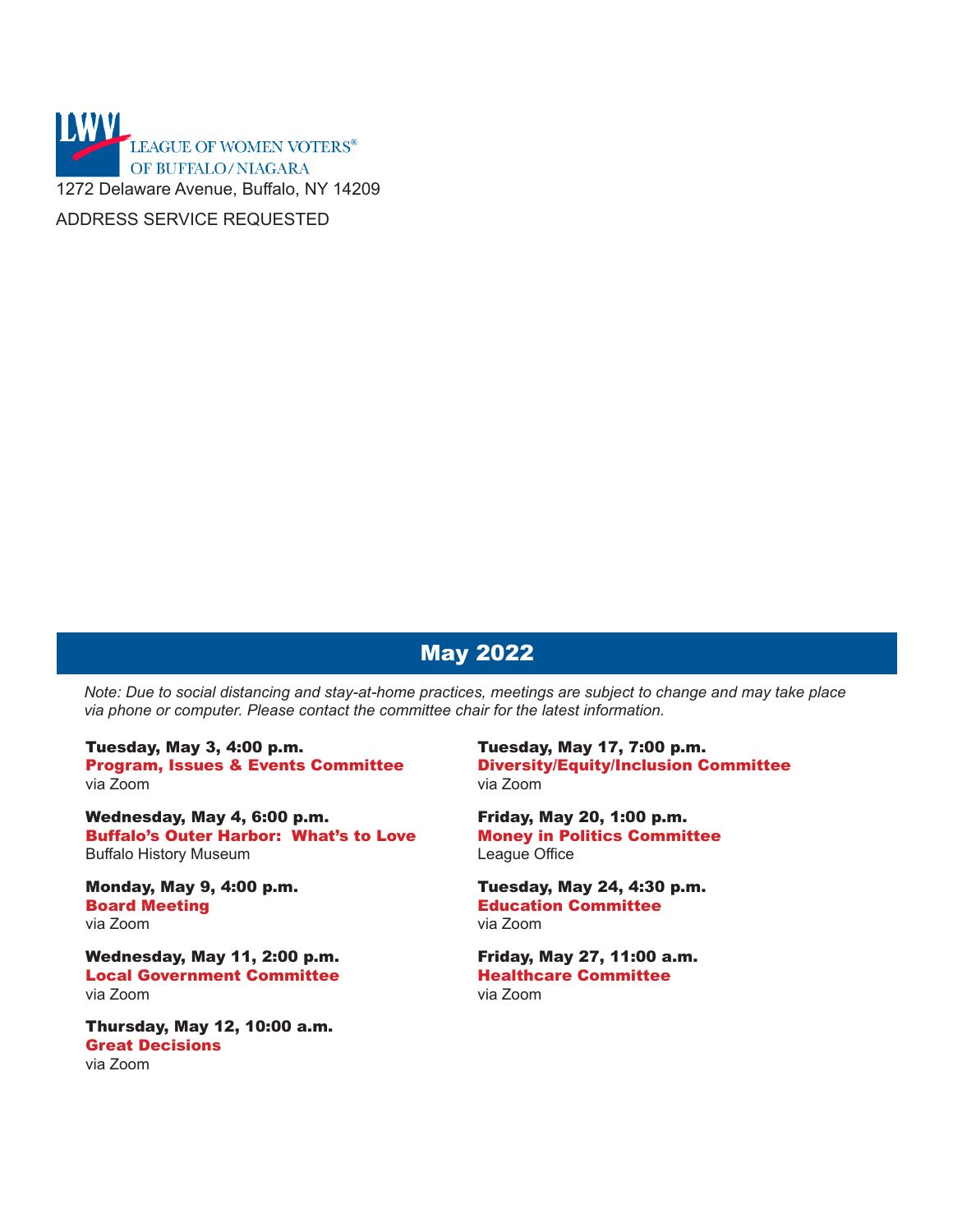LEAGUE OF WOMEN VOTERS®
OF BUFFALO/NIAGARA
1272 Delaware Avenue, Buffalo, NY 14209

ADDRESS SERVICE REQUESTED

## May 2022

*Note: Due to social distancing and stay-at-home practices, meetings are subject to change and may take place via phone or computer. Please contact the committee chair for the latest information.*

**Tuesday, May 3, 4:00 p.m.**
**Program, Issues & Events Committee**
via Zoom

**Wednesday, May 4, 6:00 p.m.**
**Buffalo's Outer Harbor: What's to Love**
Buffalo History Museum

**Monday, May 9, 4:00 p.m.**
**Board Meeting**
via Zoom

**Wednesday, May 11, 2:00 p.m.**
**Local Government Committee**
via Zoom

**Thursday, May 12, 10:00 a.m.**
**Great Decisions**
via Zoom

**Tuesday, May 17, 7:00 p.m.**
**Diversity/Equity/Inclusion Committee**
via Zoom

**Friday, May 20, 1:00 p.m.**
**Money in Politics Committee**
League Office

**Tuesday, May 24, 4:30 p.m.**
**Education Committee**
via Zoom

**Friday, May 27, 11:00 a.m.**
**Healthcare Committee**
via Zoom